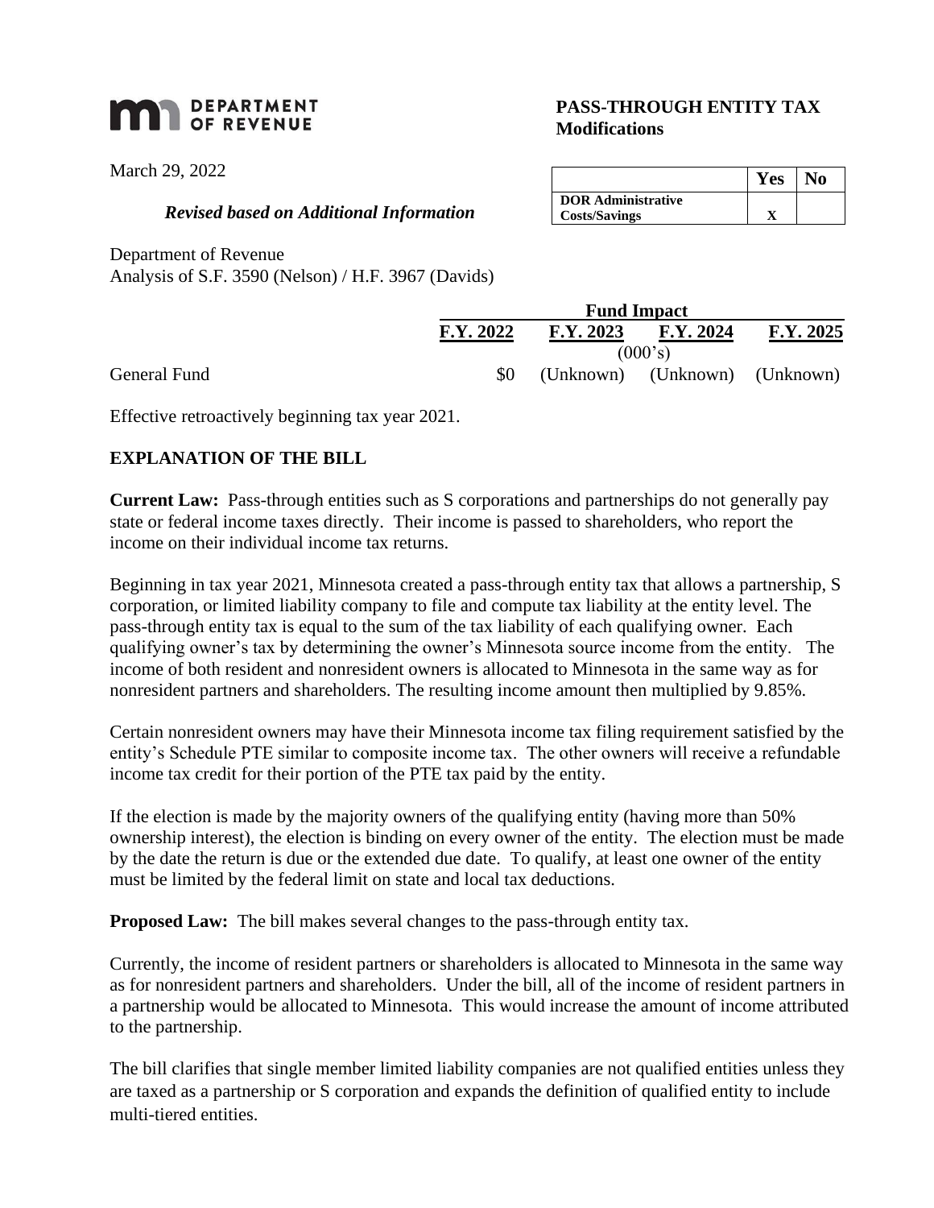**DEPARTMENT OF REVENUE**

# PASS-THROUGH ENTITY TAX Modifications

March 29, 2022

*Revised based on Additional Information*

| | Yes | No |
|---|---|---|
| **DOR Administrative Costs/Savings** | X | |

Department of Revenue
Analysis of S.F. 3590 (Nelson) / H.F. 3967 (Davids)

| | Fund Impact | | | |
|---|---|---|---|---|
| | **F.Y. 2022** | **F.Y. 2023** | **F.Y. 2024** | **F.Y. 2025** |
| | (000's) | | | |
| General Fund | $0 | (Unknown) | (Unknown) | (Unknown) |

Effective retroactively beginning tax year 2021.

## EXPLANATION OF THE BILL

**Current Law:** Pass-through entities such as S corporations and partnerships do not generally pay state or federal income taxes directly. Their income is passed to shareholders, who report the income on their individual income tax returns.

Beginning in tax year 2021, Minnesota created a pass-through entity tax that allows a partnership, S corporation, or limited liability company to file and compute tax liability at the entity level. The pass-through entity tax is equal to the sum of the tax liability of each qualifying owner. Each qualifying owner's tax by determining the owner's Minnesota source income from the entity. The income of both resident and nonresident owners is allocated to Minnesota in the same way as for nonresident partners and shareholders. The resulting income amount then multiplied by 9.85%.

Certain nonresident owners may have their Minnesota income tax filing requirement satisfied by the entity's Schedule PTE similar to composite income tax. The other owners will receive a refundable income tax credit for their portion of the PTE tax paid by the entity.

If the election is made by the majority owners of the qualifying entity (having more than 50% ownership interest), the election is binding on every owner of the entity. The election must be made by the date the return is due or the extended due date. To qualify, at least one owner of the entity must be limited by the federal limit on state and local tax deductions.

**Proposed Law:** The bill makes several changes to the pass-through entity tax.

Currently, the income of resident partners or shareholders is allocated to Minnesota in the same way as for nonresident partners and shareholders. Under the bill, all of the income of resident partners in a partnership would be allocated to Minnesota. This would increase the amount of income attributed to the partnership.

The bill clarifies that single member limited liability companies are not qualified entities unless they are taxed as a partnership or S corporation and expands the definition of qualified entity to include multi-tiered entities.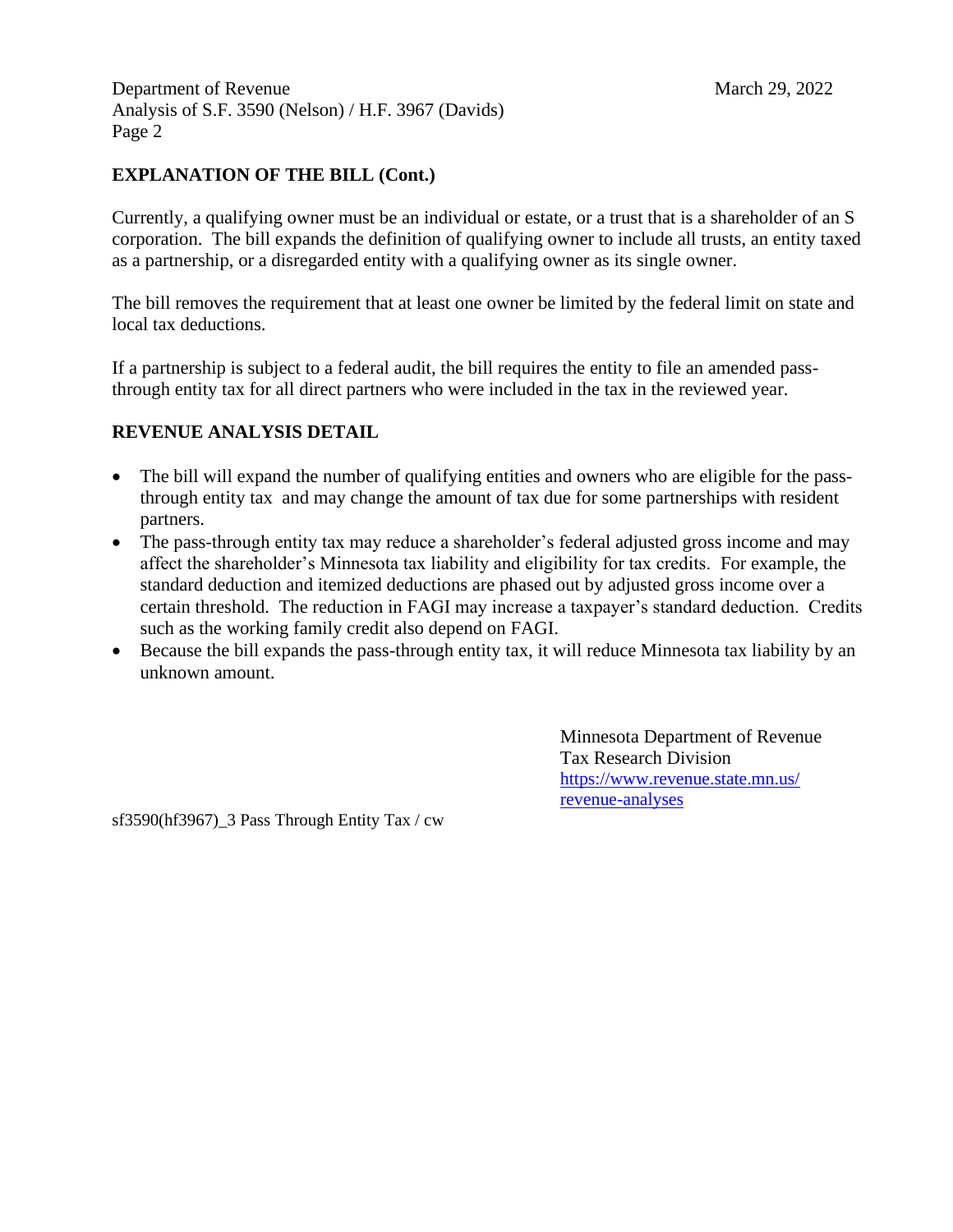## EXPLANATION OF THE BILL (Cont.)

Currently, a qualifying owner must be an individual or estate, or a trust that is a shareholder of an S corporation. The bill expands the definition of qualifying owner to include all trusts, an entity taxed as a partnership, or a disregarded entity with a qualifying owner as its single owner.

The bill removes the requirement that at least one owner be limited by the federal limit on state and local tax deductions.

If a partnership is subject to a federal audit, the bill requires the entity to file an amended pass-through entity tax for all direct partners who were included in the tax in the reviewed year.

## REVENUE ANALYSIS DETAIL

- The bill will expand the number of qualifying entities and owners who are eligible for the pass-through entity tax and may change the amount of tax due for some partnerships with resident partners.
- The pass-through entity tax may reduce a shareholder's federal adjusted gross income and may affect the shareholder's Minnesota tax liability and eligibility for tax credits. For example, the standard deduction and itemized deductions are phased out by adjusted gross income over a certain threshold. The reduction in FAGI may increase a taxpayer's standard deduction. Credits such as the working family credit also depend on FAGI.
- Because the bill expands the pass-through entity tax, it will reduce Minnesota tax liability by an unknown amount.

Minnesota Department of Revenue
Tax Research Division
https://www.revenue.state.mn.us/revenue-analyses

sf3590(hf3967)_3 Pass Through Entity Tax / cw